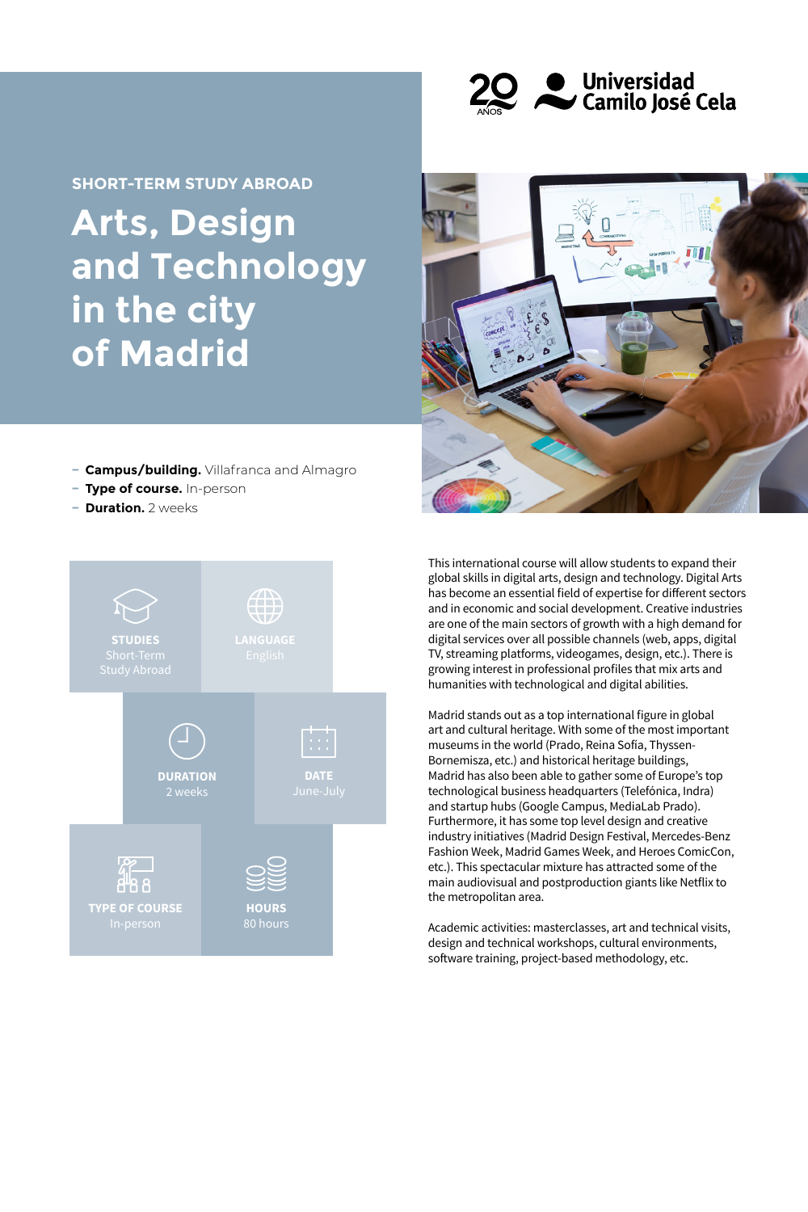20 AÑOS Universidad Camilo José Cela

SHORT-TERM STUDY ABROAD

# Arts, Design and Technology in the city of Madrid

- **Campus/building.** Villafranca and Almagro
- **Type of course.** In-person
- **Duration.** 2 weeks

**STUDIES**
Short-Term Study Abroad

**LANGUAGE**
English

**DURATION**
2 weeks

**DATE**
June-July

**TYPE OF COURSE**
In-person

**HOURS**
80 hours

This international course will allow students to expand their global skills in digital arts, design and technology. Digital Arts has become an essential field of expertise for different sectors and in economic and social development. Creative industries are one of the main sectors of growth with a high demand for digital services over all possible channels (web, apps, digital TV, streaming platforms, videogames, design, etc.). There is growing interest in professional profiles that mix arts and humanities with technological and digital abilities.

Madrid stands out as a top international figure in global art and cultural heritage. With some of the most important museums in the world (Prado, Reina Sofía, Thyssen-Bornemisza, etc.) and historical heritage buildings, Madrid has also been able to gather some of Europe's top technological business headquarters (Telefónica, Indra) and startup hubs (Google Campus, MediaLab Prado). Furthermore, it has some top level design and creative industry initiatives (Madrid Design Festival, Mercedes-Benz Fashion Week, Madrid Games Week, and Heroes ComicCon, etc.). This spectacular mixture has attracted some of the main audiovisual and postproduction giants like Netflix to the metropolitan area.

Academic activities: masterclasses, art and technical visits, design and technical workshops, cultural environments, software training, project-based methodology, etc.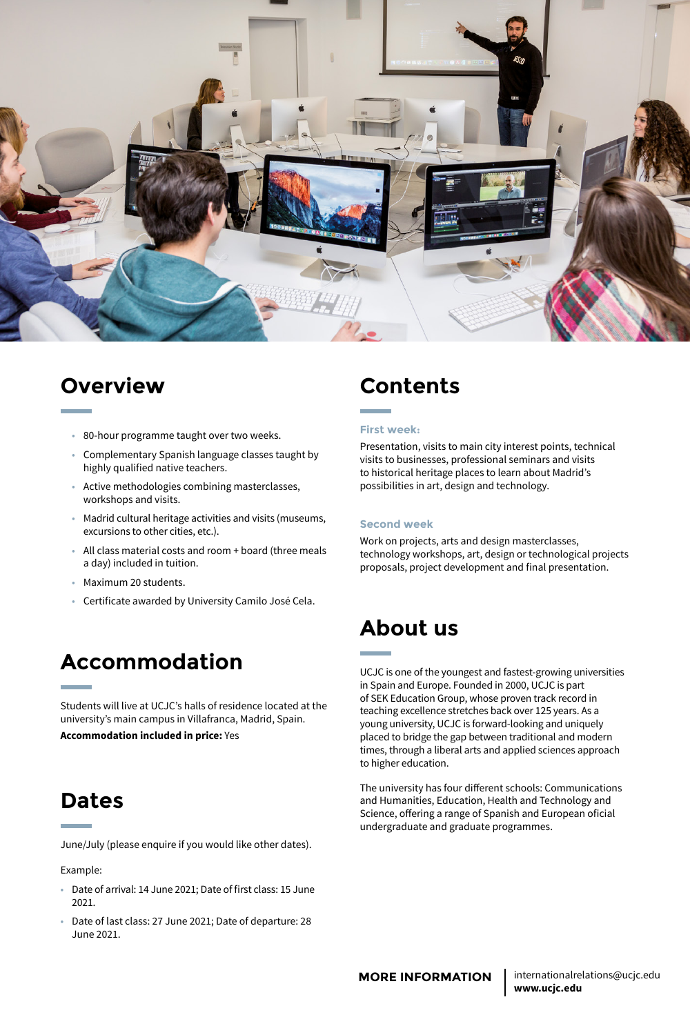## Overview

- 80-hour programme taught over two weeks.
- Complementary Spanish language classes taught by highly qualified native teachers.
- Active methodologies combining masterclasses, workshops and visits.
- Madrid cultural heritage activities and visits (museums, excursions to other cities, etc.).
- All class material costs and room + board (three meals a day) included in tuition.
- Maximum 20 students.
- Certificate awarded by University Camilo José Cela.

## Accommodation

Students will live at UCJC's halls of residence located at the university's main campus in Villafranca, Madrid, Spain.

**Accommodation included in price:** Yes

## Dates

June/July (please enquire if you would like other dates).

Example:

- Date of arrival: 14 June 2021; Date of first class: 15 June 2021.
- Date of last class: 27 June 2021; Date of departure: 28 June 2021.

## Contents

### First week:

Presentation, visits to main city interest points, technical visits to businesses, professional seminars and visits to historical heritage places to learn about Madrid's possibilities in art, design and technology.

### Second week

Work on projects, arts and design masterclasses, technology workshops, art, design or technological projects proposals, project development and final presentation.

## About us

UCJC is one of the youngest and fastest-growing universities in Spain and Europe. Founded in 2000, UCJC is part of SEK Education Group, whose proven track record in teaching excellence stretches back over 125 years. As a young university, UCJC is forward-looking and uniquely placed to bridge the gap between traditional and modern times, through a liberal arts and applied sciences approach to higher education.

The university has four different schools: Communications and Humanities, Education, Health and Technology and Science, offering a range of Spanish and European oficial undergraduate and graduate programmes.

**MORE INFORMATION**

internationalrelations@ucjc.edu
**www.ucjc.edu**